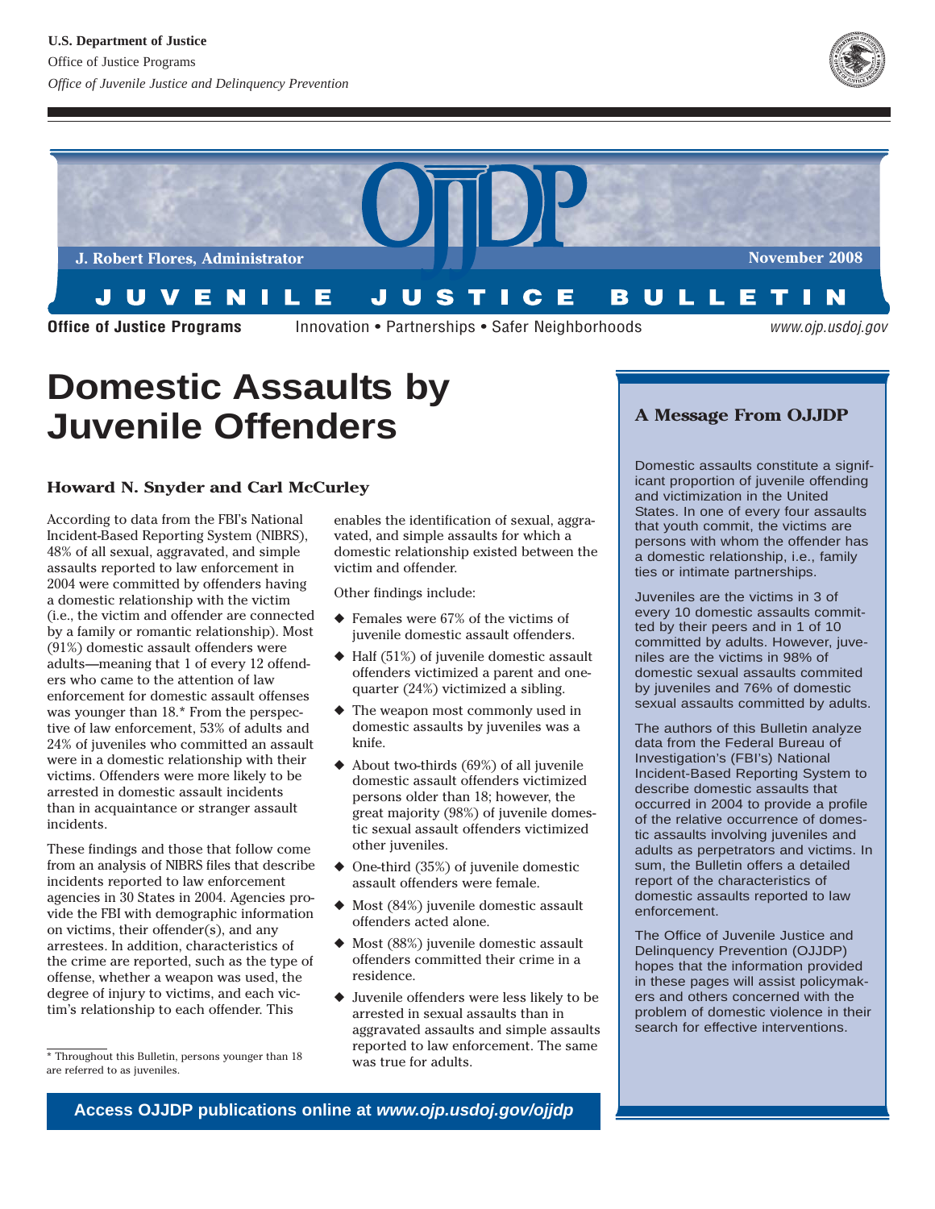U.S. Department of Justice
Office of Justice Programs
*Office of Juvenile Justice and Delinquency Prevention*

**OJJDP**

**J. Robert Flores, Administrator** — **November 2008**

**JUVENILE JUSTICE BULLETIN**

**Office of Justice Programs** — Innovation • Partnerships • Safer Neighborhoods — *www.ojp.usdoj.gov*

# Domestic Assaults by Juvenile Offenders

**Howard N. Snyder and Carl McCurley**

According to data from the FBI's National Incident-Based Reporting System (NIBRS), 48% of all sexual, aggravated, and simple assaults reported to law enforcement in 2004 were committed by offenders having a domestic relationship with the victim (i.e., the victim and offender are connected by a family or romantic relationship). Most (91%) domestic assault offenders were adults—meaning that 1 of every 12 offenders who came to the attention of law enforcement for domestic assault offenses was younger than 18.* From the perspective of law enforcement, 53% of adults and 24% of juveniles who committed an assault were in a domestic relationship with their victims. Offenders were more likely to be arrested in domestic assault incidents than in acquaintance or stranger assault incidents.

These findings and those that follow come from an analysis of NIBRS files that describe incidents reported to law enforcement agencies in 30 States in 2004. Agencies provide the FBI with demographic information on victims, their offender(s), and any arrestees. In addition, characteristics of the crime are reported, such as the type of offense, whether a weapon was used, the degree of injury to victims, and each victim's relationship to each offender. This enables the identification of sexual, aggravated, and simple assaults for which a domestic relationship existed between the victim and offender.

\* Throughout this Bulletin, persons younger than 18 are referred to as juveniles.

Other findings include:

- Females were 67% of the victims of juvenile domestic assault offenders.
- Half (51%) of juvenile domestic assault offenders victimized a parent and one-quarter (24%) victimized a sibling.
- The weapon most commonly used in domestic assaults by juveniles was a knife.
- About two-thirds (69%) of all juvenile domestic assault offenders victimized persons older than 18; however, the great majority (98%) of juvenile domestic sexual assault offenders victimized other juveniles.
- One-third (35%) of juvenile domestic assault offenders were female.
- Most (84%) juvenile domestic assault offenders acted alone.
- Most (88%) juvenile domestic assault offenders committed their crime in a residence.
- Juvenile offenders were less likely to be arrested in sexual assaults than in aggravated assaults and simple assaults reported to law enforcement. The same was true for adults.

**Access OJJDP publications online at *www.ojp.usdoj.gov/ojjdp***

## A Message From OJJDP

Domestic assaults constitute a significant proportion of juvenile offending and victimization in the United States. In one of every four assaults that youth commit, the victims are persons with whom the offender has a domestic relationship, i.e., family ties or intimate partnerships.

Juveniles are the victims in 3 of every 10 domestic assaults committed by their peers and in 1 of 10 committed by adults. However, juveniles are the victims in 98% of domestic sexual assaults commited by juveniles and 76% of domestic sexual assaults committed by adults.

The authors of this Bulletin analyze data from the Federal Bureau of Investigation's (FBI's) National Incident-Based Reporting System to describe domestic assaults that occurred in 2004 to provide a profile of the relative occurrence of domestic assaults involving juveniles and adults as perpetrators and victims. In sum, the Bulletin offers a detailed report of the characteristics of domestic assaults reported to law enforcement.

The Office of Juvenile Justice and Delinquency Prevention (OJJDP) hopes that the information provided in these pages will assist policymakers and others concerned with the problem of domestic violence in their search for effective interventions.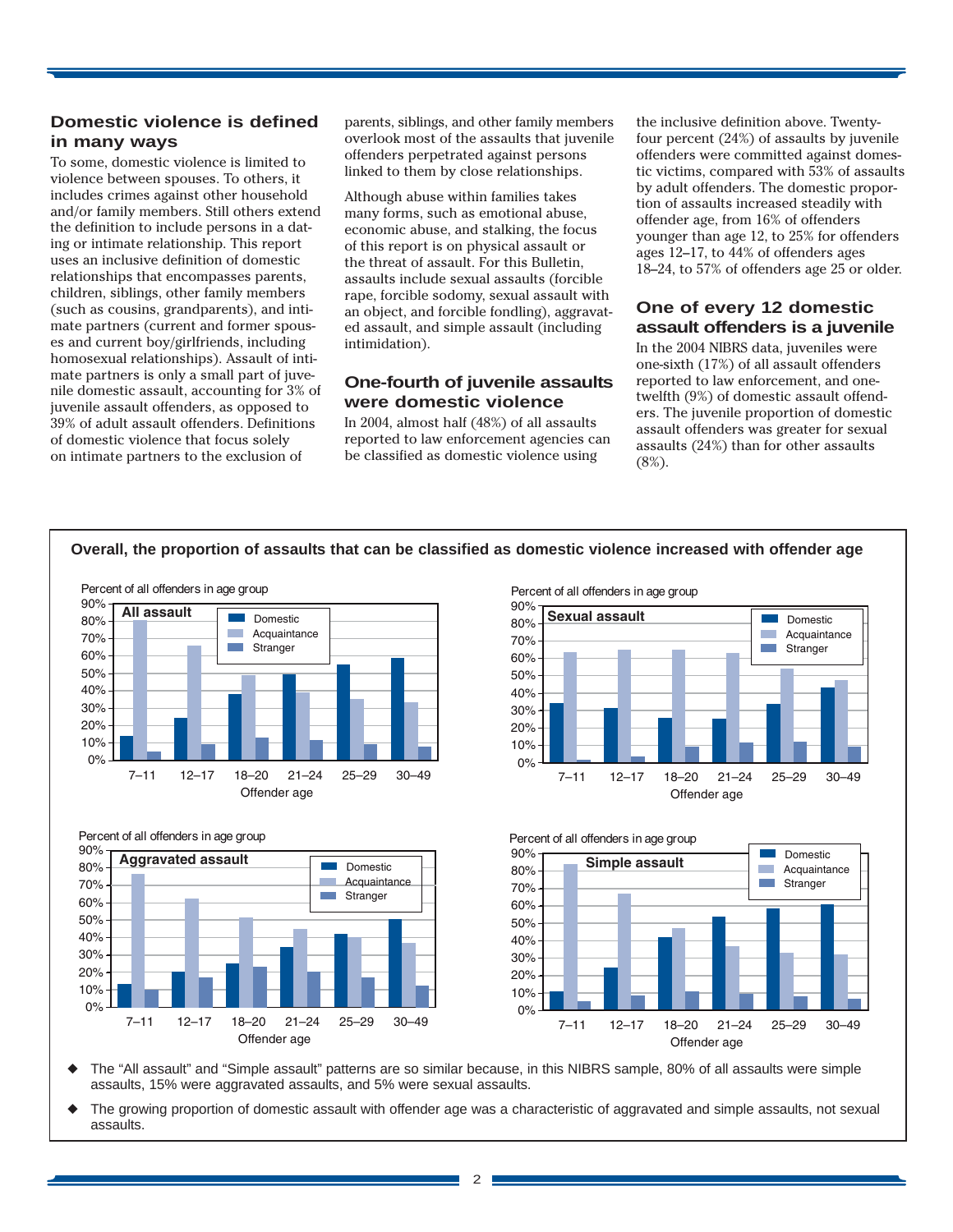## Domestic violence is defined in many ways

To some, domestic violence is limited to violence between spouses. To others, it includes crimes against other household and/or family members. Still others extend the definition to include persons in a dating or intimate relationship. This report uses an inclusive definition of domestic relationships that encompasses parents, children, siblings, other family members (such as cousins, grandparents), and intimate partners (current and former spouses and current boy/girlfriends, including homosexual relationships). Assault of intimate partners is only a small part of juvenile domestic assault, accounting for 3% of juvenile assault offenders, as opposed to 39% of adult assault offenders. Definitions of domestic violence that focus solely on intimate partners to the exclusion of parents, siblings, and other family members overlook most of the assaults that juvenile offenders perpetrated against persons linked to them by close relationships.

Although abuse within families takes many forms, such as emotional abuse, economic abuse, and stalking, the focus of this report is on physical assault or the threat of assault. For this Bulletin, assaults include sexual assaults (forcible rape, forcible sodomy, sexual assault with an object, and forcible fondling), aggravated assault, and simple assault (including intimidation).

## One-fourth of juvenile assaults were domestic violence

In 2004, almost half (48%) of all assaults reported to law enforcement agencies can be classified as domestic violence using the inclusive definition above. Twenty-four percent (24%) of assaults by juvenile offenders were committed against domestic victims, compared with 53% of assaults by adult offenders. The domestic proportion of assaults increased steadily with offender age, from 16% of offenders younger than age 12, to 25% for offenders ages 12–17, to 44% of offenders ages 18–24, to 57% of offenders age 25 or older.

## One of every 12 domestic assault offenders is a juvenile

In the 2004 NIBRS data, juveniles were one-sixth (17%) of all assault offenders reported to law enforcement, and one-twelfth (9%) of domestic assault offenders. The juvenile proportion of domestic assault offenders was greater for sexual assaults (24%) than for other assaults (8%).

**Overall, the proportion of assaults that can be classified as domestic violence increased with offender age**

- The "All assault" and "Simple assault" patterns are so similar because, in this NIBRS sample, 80% of all assaults were simple assaults, 15% were aggravated assaults, and 5% were sexual assaults.
- The growing proportion of domestic assault with offender age was a characteristic of aggravated and simple assaults, not sexual assaults.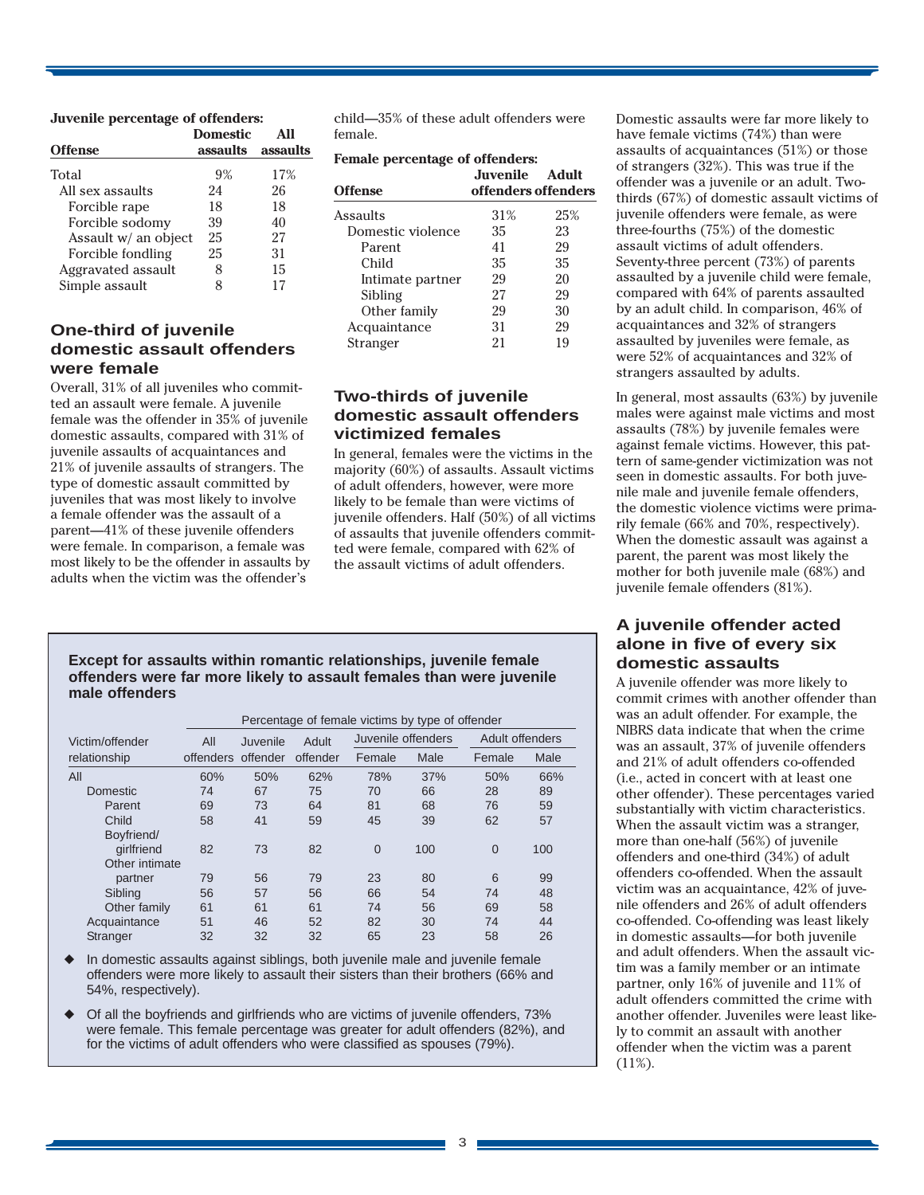**Juvenile percentage of offenders:**

| Offense | Domestic assaults | All assaults |
|---|---|---|
| Total | 9% | 17% |
| All sex assaults | 24 | 26 |
| Forcible rape | 18 | 18 |
| Forcible sodomy | 39 | 40 |
| Assault w/ an object | 25 | 27 |
| Forcible fondling | 25 | 31 |
| Aggravated assault | 8 | 15 |
| Simple assault | 8 | 17 |

## One-third of juvenile domestic assault offenders were female

Overall, 31% of all juveniles who committed an assault were female. A juvenile female was the offender in 35% of juvenile domestic assaults, compared with 31% of juvenile assaults of acquaintances and 21% of juvenile assaults of strangers. The type of domestic assault committed by juveniles that was most likely to involve a female offender was the assault of a parent—41% of these juvenile offenders were female. In comparison, a female was most likely to be the offender in assaults by adults when the victim was the offender's child—35% of these adult offenders were female.

**Female percentage of offenders:**

| Offense | Juvenile offenders | Adult offenders |
|---|---|---|
| Assaults | 31% | 25% |
| Domestic violence | 35 | 23 |
| Parent | 41 | 29 |
| Child | 35 | 35 |
| Intimate partner | 29 | 20 |
| Sibling | 27 | 29 |
| Other family | 29 | 30 |
| Acquaintance | 31 | 29 |
| Stranger | 21 | 19 |

## Two-thirds of juvenile domestic assault offenders victimized females

In general, females were the victims in the majority (60%) of assaults. Assault victims of adult offenders, however, were more likely to be female than were victims of juvenile offenders. Half (50%) of all victims of assaults that juvenile offenders committed were female, compared with 62% of the assault victims of adult offenders.

Domestic assaults were far more likely to have female victims (74%) than were assaults of acquaintances (51%) or those of strangers (32%). This was true if the offender was a juvenile or an adult. Two-thirds (67%) of domestic assault victims of juvenile offenders were female, as were three-fourths (75%) of the domestic assault victims of adult offenders. Seventy-three percent (73%) of parents assaulted by a juvenile child were female, compared with 64% of parents assaulted by an adult child. In comparison, 46% of acquaintances and 32% of strangers assaulted by juveniles were female, as were 52% of acquaintances and 32% of strangers assaulted by adults.

In general, most assaults (63%) by juvenile males were against male victims and most assaults (78%) by juvenile females were against female victims. However, this pattern of same-gender victimization was not seen in domestic assaults. For both juvenile male and juvenile female offenders, the domestic violence victims were primarily female (66% and 70%, respectively). When the domestic assault was against a parent, the parent was most likely the mother for both juvenile male (68%) and juvenile female offenders (81%).

**Except for assaults within romantic relationships, juvenile female offenders were far more likely to assault females than were juvenile male offenders**

| Victim/offender relationship | Percentage of female victims by type of offender | | | | | | |
|---|---|---|---|---|---|---|---|
| | All offenders | Juvenile offender | Adult offender | Juvenile offenders | | Adult offenders | |
| | | | | Female | Male | Female | Male |
| All | 60% | 50% | 62% | 78% | 37% | 50% | 66% |
| Domestic | 74 | 67 | 75 | 70 | 66 | 28 | 89 |
| Parent | 69 | 73 | 64 | 81 | 68 | 76 | 59 |
| Child | 58 | 41 | 59 | 45 | 39 | 62 | 57 |
| Boyfriend/girlfriend | 82 | 73 | 82 | 0 | 100 | 0 | 100 |
| Other intimate partner | 79 | 56 | 79 | 23 | 80 | 6 | 99 |
| Sibling | 56 | 57 | 56 | 66 | 54 | 74 | 48 |
| Other family | 61 | 61 | 61 | 74 | 56 | 69 | 58 |
| Acquaintance | 51 | 46 | 52 | 82 | 30 | 74 | 44 |
| Stranger | 32 | 32 | 32 | 65 | 23 | 58 | 26 |

- In domestic assaults against siblings, both juvenile male and juvenile female offenders were more likely to assault their sisters than their brothers (66% and 54%, respectively).
- Of all the boyfriends and girlfriends who are victims of juvenile offenders, 73% were female. This female percentage was greater for adult offenders (82%), and for the victims of adult offenders who were classified as spouses (79%).

## A juvenile offender acted alone in five of every six domestic assaults

A juvenile offender was more likely to commit crimes with another offender than was an adult offender. For example, the NIBRS data indicate that when the crime was an assault, 37% of juvenile offenders and 21% of adult offenders co-offended (i.e., acted in concert with at least one other offender). These percentages varied substantially with victim characteristics. When the assault victim was a stranger, more than one-half (56%) of juvenile offenders and one-third (34%) of adult offenders co-offended. When the assault victim was an acquaintance, 42% of juvenile offenders and 26% of adult offenders co-offended. Co-offending was least likely in domestic assaults—for both juvenile and adult offenders. When the assault victim was a family member or an intimate partner, only 16% of juvenile and 11% of adult offenders committed the crime with another offender. Juveniles were least likely to commit an assault with another offender when the victim was a parent (11%).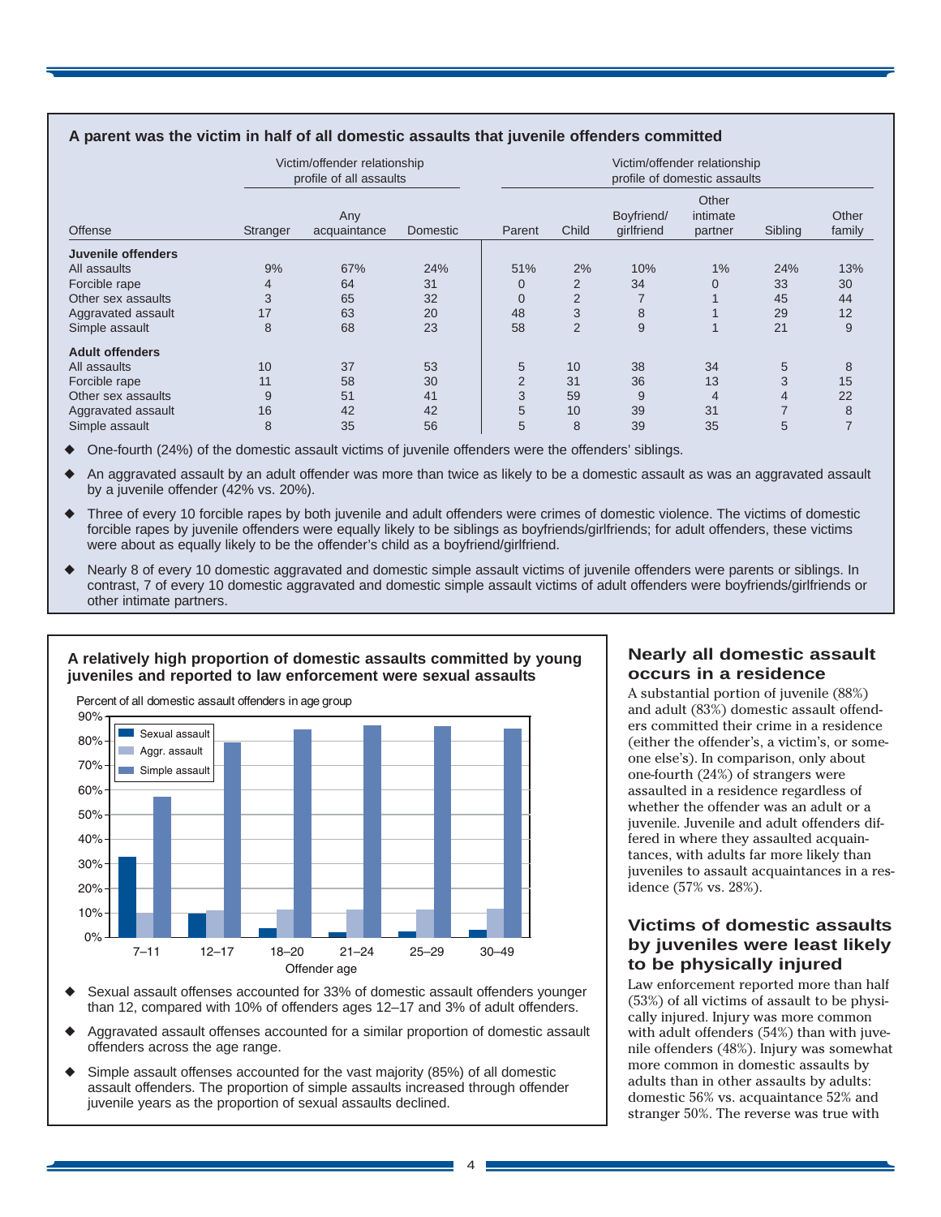**A parent was the victim in half of all domestic assaults that juvenile offenders committed**

| | Victim/offender relationship profile of all assaults | | | Victim/offender relationship profile of domestic assaults | | | | | |
|---|---|---|---|---|---|---|---|---|---|
| Offense | Stranger | Any acquaintance | Domestic | Parent | Child | Boyfriend/ girlfriend | Other intimate partner | Sibling | Other family |
| **Juvenile offenders** | | | | | | | | | |
| All assaults | 9% | 67% | 24% | 51% | 2% | 10% | 1% | 24% | 13% |
| Forcible rape | 4 | 64 | 31 | 0 | 2 | 34 | 0 | 33 | 30 |
| Other sex assaults | 3 | 65 | 32 | 0 | 2 | 7 | 1 | 45 | 44 |
| Aggravated assault | 17 | 63 | 20 | 48 | 3 | 8 | 1 | 29 | 12 |
| Simple assault | 8 | 68 | 23 | 58 | 2 | 9 | 1 | 21 | 9 |
| **Adult offenders** | | | | | | | | | |
| All assaults | 10 | 37 | 53 | 5 | 10 | 38 | 34 | 5 | 8 |
| Forcible rape | 11 | 58 | 30 | 2 | 31 | 36 | 13 | 3 | 15 |
| Other sex assaults | 9 | 51 | 41 | 3 | 59 | 9 | 4 | 4 | 22 |
| Aggravated assault | 16 | 42 | 42 | 5 | 10 | 39 | 31 | 7 | 8 |
| Simple assault | 8 | 35 | 56 | 5 | 8 | 39 | 35 | 5 | 7 |

- One-fourth (24%) of the domestic assault victims of juvenile offenders were the offenders' siblings.
- An aggravated assault by an adult offender was more than twice as likely to be a domestic assault as was an aggravated assault by a juvenile offender (42% vs. 20%).
- Three of every 10 forcible rapes by both juvenile and adult offenders were crimes of domestic violence. The victims of domestic forcible rapes by juvenile offenders were equally likely to be siblings as boyfriends/girlfriends; for adult offenders, these victims were about as equally likely to be the offender's child as a boyfriend/girlfriend.
- Nearly 8 of every 10 domestic aggravated and domestic simple assault victims of juvenile offenders were parents or siblings. In contrast, 7 of every 10 domestic aggravated and domestic simple assault victims of adult offenders were boyfriends/girlfriends or other intimate partners.

**A relatively high proportion of domestic assaults committed by young juveniles and reported to law enforcement were sexual assaults**

Percent of all domestic assault offenders in age group

| Offender age | Sexual assault | Aggr. assault | Simple assault |
|---|---|---|---|
| 7–11 | 33% | 10% | 57% |
| 12–17 | 10% | 11% | 79% |
| 18–20 | 4% | 11% | 85% |
| 21–24 | 2% | 11% | 86% |
| 25–29 | 2% | 11% | 86% |
| 30–49 | 3% | 12% | 85% |

- Sexual assault offenses accounted for 33% of domestic assault offenders younger than 12, compared with 10% of offenders ages 12–17 and 3% of adult offenders.
- Aggravated assault offenses accounted for a similar proportion of domestic assault offenders across the age range.
- Simple assault offenses accounted for the vast majority (85%) of all domestic assault offenders. The proportion of simple assaults increased through offender juvenile years as the proportion of sexual assaults declined.

## Nearly all domestic assault occurs in a residence

A substantial portion of juvenile (88%) and adult (83%) domestic assault offenders committed their crime in a residence (either the offender's, a victim's, or someone else's). In comparison, only about one-fourth (24%) of strangers were assaulted in a residence regardless of whether the offender was an adult or a juvenile. Juvenile and adult offenders differed in where they assaulted acquaintances, with adults far more likely than juveniles to assault acquaintances in a residence (57% vs. 28%).

## Victims of domestic assaults by juveniles were least likely to be physically injured

Law enforcement reported more than half (53%) of all victims of assault to be physically injured. Injury was more common with adult offenders (54%) than with juvenile offenders (48%). Injury was somewhat more common in domestic assaults by adults than in other assaults by adults: domestic 56% vs. acquaintance 52% and stranger 50%. The reverse was true with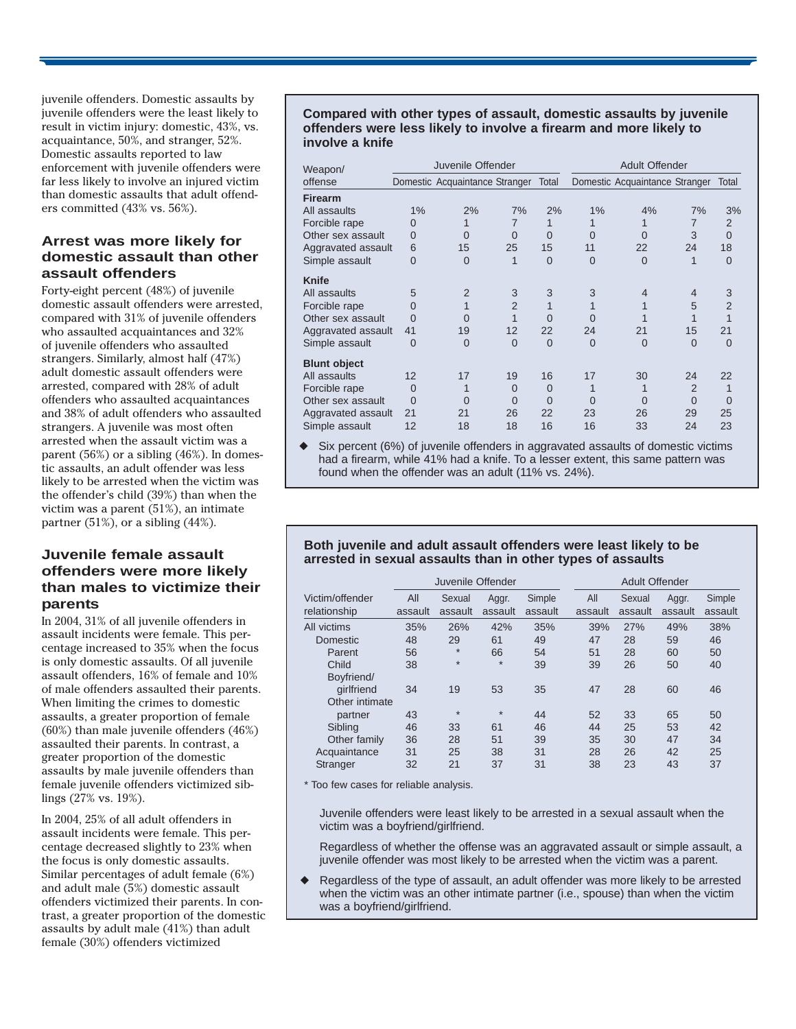juvenile offenders. Domestic assaults by juvenile offenders were the least likely to result in victim injury: domestic, 43%, vs. acquaintance, 50%, and stranger, 52%. Domestic assaults reported to law enforcement with juvenile offenders were far less likely to involve an injured victim than domestic assaults that adult offenders committed (43% vs. 56%).

### Arrest was more likely for domestic assault than other assault offenders

Forty-eight percent (48%) of juvenile domestic assault offenders were arrested, compared with 31% of juvenile offenders who assaulted acquaintances and 32% of juvenile offenders who assaulted strangers. Similarly, almost half (47%) adult domestic assault offenders were arrested, compared with 28% of adult offenders who assaulted acquaintances and 38% of adult offenders who assaulted strangers. A juvenile was most often arrested when the assault victim was a parent (56%) or a sibling (46%). In domestic assaults, an adult offender was less likely to be arrested when the victim was the offender's child (39%) than when the victim was a parent (51%), an intimate partner (51%), or a sibling (44%).

### Juvenile female assault offenders were more likely than males to victimize their parents

In 2004, 31% of all juvenile offenders in assault incidents were female. This percentage increased to 35% when the focus is only domestic assaults. Of all juvenile assault offenders, 16% of female and 10% of male offenders assaulted their parents. When limiting the crimes to domestic assaults, a greater proportion of female (60%) than male juvenile offenders (46%) assaulted their parents. In contrast, a greater proportion of the domestic assaults by male juvenile offenders than female juvenile offenders victimized siblings (27% vs. 19%).

In 2004, 25% of all adult offenders in assault incidents were female. This percentage decreased slightly to 23% when the focus is only domestic assaults. Similar percentages of adult female (6%) and adult male (5%) domestic assault offenders victimized their parents. In contrast, a greater proportion of the domestic assaults by adult male (41%) than adult female (30%) offenders victimized

**Compared with other types of assault, domestic assaults by juvenile offenders were less likely to involve a firearm and more likely to involve a knife**

| Weapon/offense | Juvenile Offender | | | | Adult Offender | | | |
|---|---|---|---|---|---|---|---|---|
| | Domestic | Acquaintance | Stranger | Total | Domestic | Acquaintance | Stranger | Total |
| **Firearm** | | | | | | | | |
| All assaults | 1% | 2% | 7% | 2% | 1% | 4% | 7% | 3% |
| Forcible rape | 0 | 1 | 7 | 1 | 1 | 1 | 7 | 2 |
| Other sex assault | 0 | 0 | 0 | 0 | 0 | 0 | 3 | 0 |
| Aggravated assault | 6 | 15 | 25 | 15 | 11 | 22 | 24 | 18 |
| Simple assault | 0 | 0 | 1 | 0 | 0 | 0 | 1 | 0 |
| **Knife** | | | | | | | | |
| All assaults | 5 | 2 | 3 | 3 | 3 | 4 | 4 | 3 |
| Forcible rape | 0 | 1 | 2 | 1 | 1 | 1 | 5 | 2 |
| Other sex assault | 0 | 0 | 1 | 0 | 0 | 1 | 1 | 1 |
| Aggravated assault | 41 | 19 | 12 | 22 | 24 | 21 | 15 | 21 |
| Simple assault | 0 | 0 | 0 | 0 | 0 | 0 | 0 | 0 |
| **Blunt object** | | | | | | | | |
| All assaults | 12 | 17 | 19 | 16 | 17 | 30 | 24 | 22 |
| Forcible rape | 0 | 1 | 0 | 0 | 1 | 1 | 2 | 1 |
| Other sex assault | 0 | 0 | 0 | 0 | 0 | 0 | 0 | 0 |
| Aggravated assault | 21 | 21 | 26 | 22 | 23 | 26 | 29 | 25 |
| Simple assault | 12 | 18 | 18 | 16 | 16 | 33 | 24 | 23 |

- Six percent (6%) of juvenile offenders in aggravated assaults of domestic victims had a firearm, while 41% had a knife. To a lesser extent, this same pattern was found when the offender was an adult (11% vs. 24%).

**Both juvenile and adult assault offenders were least likely to be arrested in sexual assaults than in other types of assaults**

| Victim/offender relationship | Juvenile Offender | | | | Adult Offender | | | |
|---|---|---|---|---|---|---|---|---|
| | All assault | Sexual assault | Aggr. assault | Simple assault | All assault | Sexual assault | Aggr. assault | Simple assault |
| All victims | 35% | 26% | 42% | 35% | 39% | 27% | 49% | 38% |
| Domestic | 48 | 29 | 61 | 49 | 47 | 28 | 59 | 46 |
| Parent | 56 | * | 66 | 54 | 51 | 28 | 60 | 50 |
| Child | 38 | * | * | 39 | 39 | 26 | 50 | 40 |
| Boyfriend/girlfriend | 34 | 19 | 53 | 35 | 47 | 28 | 60 | 46 |
| Other intimate partner | 43 | * | * | 44 | 52 | 33 | 65 | 50 |
| Sibling | 46 | 33 | 61 | 46 | 44 | 25 | 53 | 42 |
| Other family | 36 | 28 | 51 | 39 | 35 | 30 | 47 | 34 |
| Acquaintance | 31 | 25 | 38 | 31 | 28 | 26 | 42 | 25 |
| Stranger | 32 | 21 | 37 | 31 | 38 | 23 | 43 | 37 |

\* Too few cases for reliable analysis.

Juvenile offenders were least likely to be arrested in a sexual assault when the victim was a boyfriend/girlfriend.

Regardless of whether the offense was an aggravated assault or simple assault, a juvenile offender was most likely to be arrested when the victim was a parent.

- Regardless of the type of assault, an adult offender was more likely to be arrested when the victim was an other intimate partner (i.e., spouse) than when the victim was a boyfriend/girlfriend.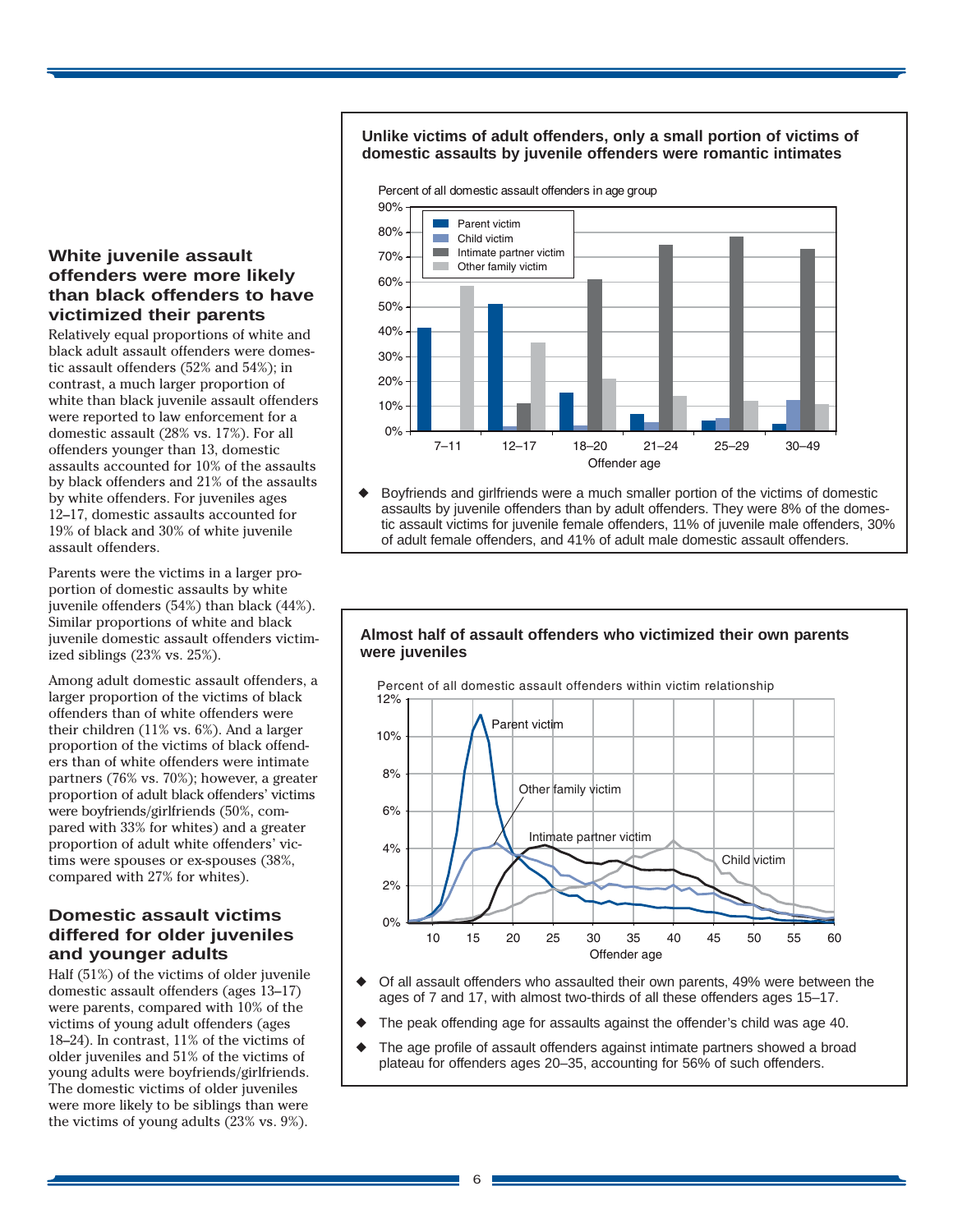### White juvenile assault offenders were more likely than black offenders to have victimized their parents

Relatively equal proportions of white and black adult assault offenders were domestic assault offenders (52% and 54%); in contrast, a much larger proportion of white than black juvenile assault offenders were reported to law enforcement for a domestic assault (28% vs. 17%). For all offenders younger than 13, domestic assaults accounted for 10% of the assaults by black offenders and 21% of the assaults by white offenders. For juveniles ages 12–17, domestic assaults accounted for 19% of black and 30% of white juvenile assault offenders.

Parents were the victims in a larger proportion of domestic assaults by white juvenile offenders (54%) than black (44%). Similar proportions of white and black juvenile domestic assault offenders victimized siblings (23% vs. 25%).

Among adult domestic assault offenders, a larger proportion of the victims of black offenders than of white offenders were their children (11% vs. 6%). And a larger proportion of the victims of black offenders than of white offenders were intimate partners (76% vs. 70%); however, a greater proportion of adult black offenders' victims were boyfriends/girlfriends (50%, compared with 33% for whites) and a greater proportion of adult white offenders' victims were spouses or ex-spouses (38%, compared with 27% for whites).

### Domestic assault victims differed for older juveniles and younger adults

Half (51%) of the victims of older juvenile domestic assault offenders (ages 13–17) were parents, compared with 10% of the victims of young adult offenders (ages 18–24). In contrast, 11% of the victims of older juveniles and 51% of the victims of young adults were boyfriends/girlfriends. The domestic victims of older juveniles were more likely to be siblings than were the victims of young adults (23% vs. 9%).

**Unlike victims of adult offenders, only a small portion of victims of domestic assaults by juvenile offenders were romantic intimates**

- Boyfriends and girlfriends were a much smaller portion of the victims of domestic assaults by juvenile offenders than by adult offenders. They were 8% of the domestic assault victims for juvenile female offenders, 11% of juvenile male offenders, 30% of adult female offenders, and 41% of adult male domestic assault offenders.

**Almost half of assault offenders who victimized their own parents were juveniles**

- Of all assault offenders who assaulted their own parents, 49% were between the ages of 7 and 17, with almost two-thirds of all these offenders ages 15–17.
- The peak offending age for assaults against the offender's child was age 40.
- The age profile of assault offenders against intimate partners showed a broad plateau for offenders ages 20–35, accounting for 56% of such offenders.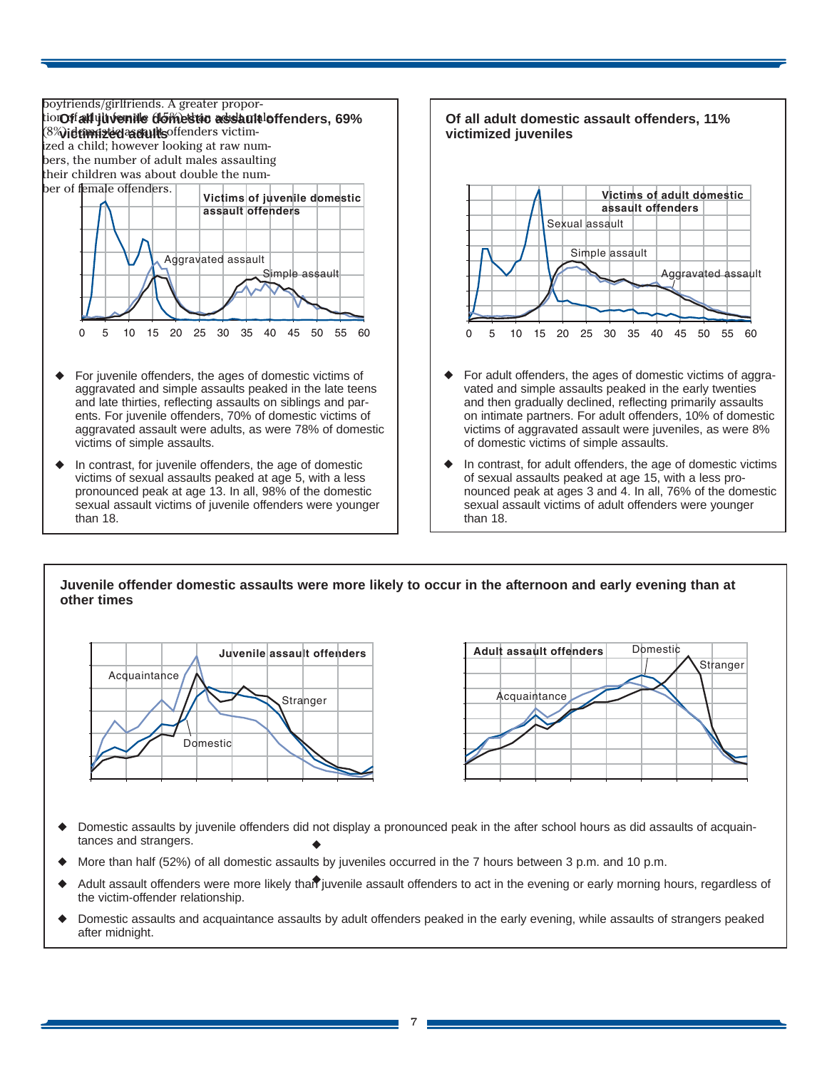boyfriends/girlfriends. A greater proportion of adult female (15%) than adult male (8%) domestic assault offenders victimized a child; however looking at raw numbers, the number of adult males assaulting their children was about double the number of female offenders.

## Of all juvenile domestic assault offenders, 69% victimized adults

- For juvenile offenders, the ages of domestic victims of aggravated and simple assaults peaked in the late teens and late thirties, reflecting assaults on siblings and parents. For juvenile offenders, 70% of domestic victims of aggravated assault were adults, as were 78% of domestic victims of simple assaults.
- In contrast, for juvenile offenders, the age of domestic victims of sexual assaults peaked at age 5, with a less pronounced peak at age 13. In all, 98% of the domestic sexual assault victims of juvenile offenders were younger than 18.

## Of all adult domestic assault offenders, 11% victimized juveniles

- For adult offenders, the ages of domestic victims of aggravated and simple assaults peaked in the early twenties and then gradually declined, reflecting primarily assaults on intimate partners. For adult offenders, 10% of domestic victims of aggravated assault were juveniles, as were 8% of domestic victims of simple assaults.
- In contrast, for adult offenders, the age of domestic victims of sexual assaults peaked at age 15, with a less pronounced peak at ages 3 and 4. In all, 76% of the domestic sexual assault victims of adult offenders were younger than 18.

## Juvenile offender domestic assaults were more likely to occur in the afternoon and early evening than at other times

- Domestic assaults by juvenile offenders did not display a pronounced peak in the after school hours as did assaults of acquaintances and strangers.
- More than half (52%) of all domestic assaults by juveniles occurred in the 7 hours between 3 p.m. and 10 p.m.
- Adult assault offenders were more likely than juvenile assault offenders to act in the evening or early morning hours, regardless of the victim-offender relationship.
- Domestic assaults and acquaintance assaults by adult offenders peaked in the early evening, while assaults of strangers peaked after midnight.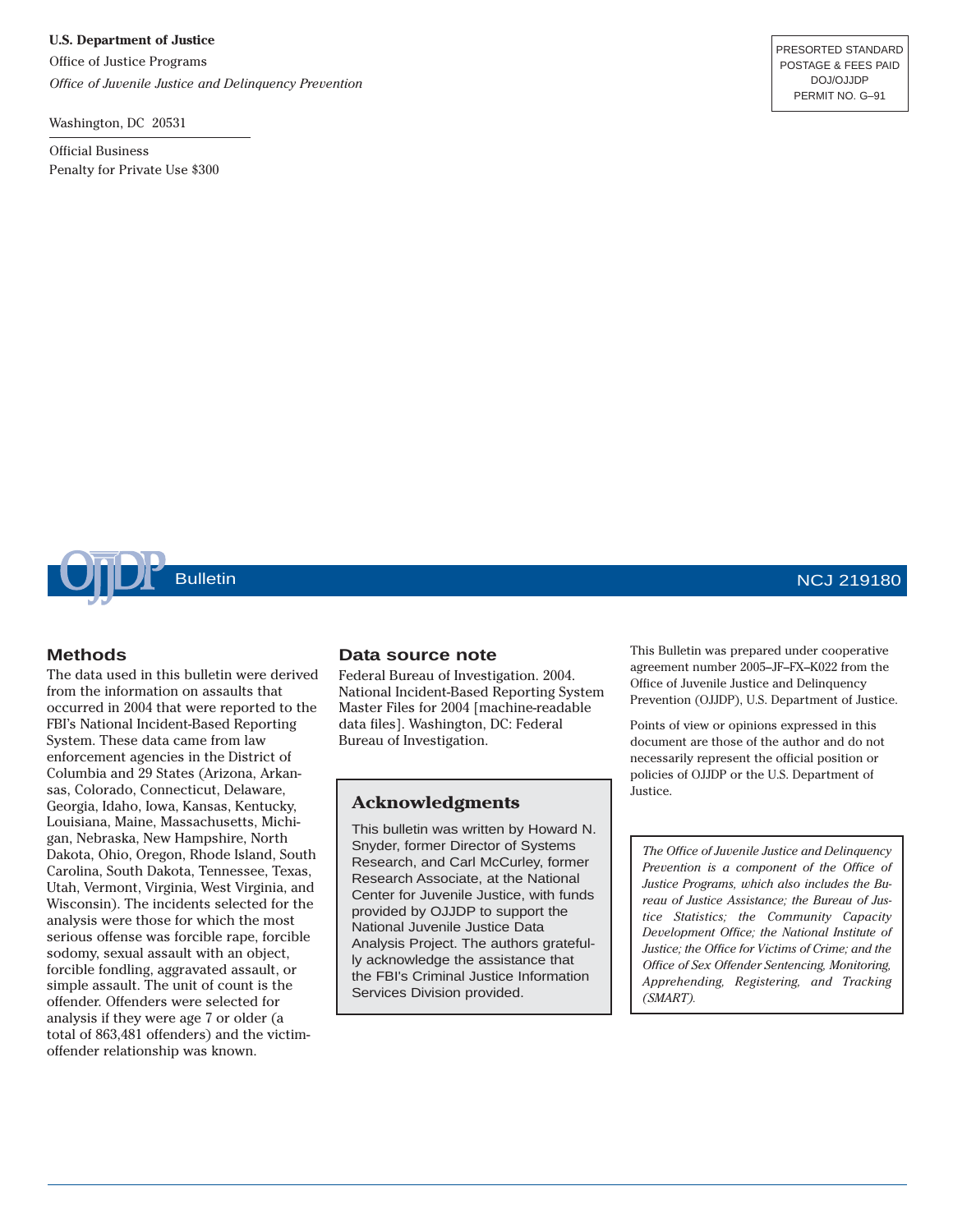**U.S. Department of Justice**

Office of Justice Programs

*Office of Juvenile Justice and Delinquency Prevention*

Washington, DC 20531

Official Business
Penalty for Private Use $300

PRESORTED STANDARD
POSTAGE & FEES PAID
DOJ/OJJDP
PERMIT NO. G–91

OJJDP Bulletin NCJ 219180

## Methods

The data used in this bulletin were derived from the information on assaults that occurred in 2004 that were reported to the FBI's National Incident-Based Reporting System. These data came from law enforcement agencies in the District of Columbia and 29 States (Arizona, Arkansas, Colorado, Connecticut, Delaware, Georgia, Idaho, Iowa, Kansas, Kentucky, Louisiana, Maine, Massachusetts, Michigan, Nebraska, New Hampshire, North Dakota, Ohio, Oregon, Rhode Island, South Carolina, South Dakota, Tennessee, Texas, Utah, Vermont, Virginia, West Virginia, and Wisconsin). The incidents selected for the analysis were those for which the most serious offense was forcible rape, forcible sodomy, sexual assault with an object, forcible fondling, aggravated assault, or simple assault. The unit of count is the offender. Offenders were selected for analysis if they were age 7 or older (a total of 863,481 offenders) and the victim-offender relationship was known.

## Data source note

Federal Bureau of Investigation. 2004. National Incident-Based Reporting System Master Files for 2004 [machine-readable data files]. Washington, DC: Federal Bureau of Investigation.

## Acknowledgments

This bulletin was written by Howard N. Snyder, former Director of Systems Research, and Carl McCurley, former Research Associate, at the National Center for Juvenile Justice, with funds provided by OJJDP to support the National Juvenile Justice Data Analysis Project. The authors gratefully acknowledge the assistance that the FBI's Criminal Justice Information Services Division provided.

This Bulletin was prepared under cooperative agreement number 2005–JF–FX–K022 from the Office of Juvenile Justice and Delinquency Prevention (OJJDP), U.S. Department of Justice.

Points of view or opinions expressed in this document are those of the author and do not necessarily represent the official position or policies of OJJDP or the U.S. Department of Justice.

*The Office of Juvenile Justice and Delinquency Prevention is a component of the Office of Justice Programs, which also includes the Bureau of Justice Assistance; the Bureau of Justice Statistics; the Community Capacity Development Office; the National Institute of Justice; the Office for Victims of Crime; and the Office of Sex Offender Sentencing, Monitoring, Apprehending, Registering, and Tracking (SMART).*